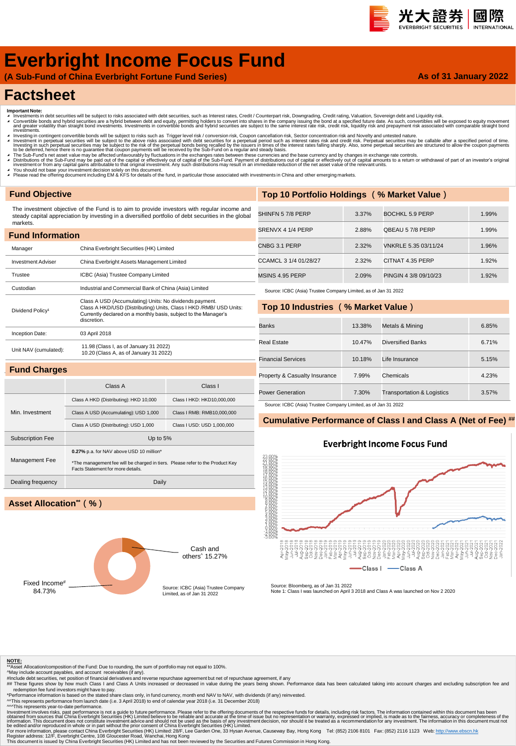光大證券 國際
EVERBRIGHT SECURITIES INTERNATIONAL

# Everbright Income Focus Fund

**(A Sub-Fund of China Everbright Fortune Fund Series)**

**As of 31 January 2022**

# Factsheet

**Important Note:**

- Investments in debt securities will be subject to risks associated with debt securities, such as Interest rates, Credit / Counterpart risk, Downgrading, Credit rating, Valuation, Sovereign debt and Liquidity risk.
- Convertible bonds and hybrid securities are a hybrid between debt and equity, permitting holders to convert into shares in the company issuing the bond at a specified future date. As such, convertibles will be exposed to equity movement and greater volatility than straight bond investments. Investments in convertible bonds and hybrid securities are subject to the same interest rate risk, credit risk, liquidity risk and prepayment risk associated with comparable straight bond investments.
- Investing in contingent convertible bonds will be subject to risks such as Trigger level risk / conversion risk, Coupon cancellation risk, Sector concentration risk and Novelty and untested nature.
- Investment in perpetual securities will be subject to the above risks associated with debt securities for a perpetual period such as interest rates risk and credit risk. Perpetual securities may be callable after a specified period of time. Investing in such perpetual securities may be subject to the risk of the perpetual bonds being recalled by the issuers in times of the interest rates falling sharply. Also, some perpetual securities are structured to allow the coupon payments to be deferred, hence there is no guarantee that coupon payments will be received by the Sub-Fund on a regular and steady basis.
- The Sub-Fund's net asset value may be affected unfavourably by fluctuations in the exchanges rates between these currencies and the base currency and by changes in exchange rate controls.
- Distributions of the Sub-Fund may be paid out of the capital or effectively out of capital of the Sub-Fund. Payment of distributions out of capital or effectively out of capital amounts to a return or withdrawal of part of an investor's original investment or from any capital gains attributable to that original investment. Any such distributions may result in an immediate reduction of the net asset value of the relevant units.
- You should not base your investment decision solely on this document.
- Please read the offering document including EM & KFS for details of the fund, in particular those associated with investments in China and other emerging markets.

## Fund Objective

The investment objective of the Fund is to aim to provide investors with regular income and steady capital appreciation by investing in a diversified portfolio of debt securities in the global markets.

## Fund Information

| | |
|---|---|
| Manager | China Everbright Securities (HK) Limited |
| Investment Adviser | China Everbright Assets Management Limited |
| Trustee | ICBC (Asia) Trustee Company Limited |
| Custodian | Industrial and Commercial Bank of China (Asia) Limited |
| Dividend Policy[1] | Class A USD (Accumulating) Units: No dividends payment. Class A HKD/USD (Distributing) Units, Class I HKD /RMB/ USD Units: Currently declared on a monthly basis, subject to the Manager's discretion. |
| Inception Date: | 03 April 2018 |
| Unit NAV (cumulated): | 11.98 (Class I, as of January 31 2022) 10.20 (Class A, as of January 31 2022) |

## Fund Charges

| | Class A | Class I |
|---|---|---|
| Min. Investment | Class A HKD (Distributing): HKD 10,000 | Class I HKD: HKD10,000,000 |
| | Class A USD (Accumulating): USD 1,000 | Class I RMB: RMB10,000,000 |
| | Class A USD (Distributing): USD 1,000 | Class I USD: USD 1,000,000 |
| Subscription Fee | Up to 5% | |
| Management Fee | **0.27%** p.a. for NAV above USD 10 million* *The management fee will be charged in tiers. Please refer to the Product Key Facts Statement for more details. | |
| Dealing frequency | Daily | |

## Asset Allocation** ( % )

| | |
|---|---|
| Fixed Income# | 84.73% |
| Cash and others^ | 15.27% |

Source: ICBC (Asia) Trustee Company Limited, as of Jan 31 2022

## Top 10 Portfolio Holdings ( % Market Value )

| | | | |
|---|---|---|---|
| SHINFN 5 7/8 PERP | 3.37% | BOCHKL 5.9 PERP | 1.99% |
| SRENVX 4 1/4 PERP | 2.88% | QBEAU 5 7/8 PERP | 1.99% |
| CNBG 3.1 PERP | 2.32% | VNKRLE 5.35 03/11/24 | 1.96% |
| CCAMCL 3 1/4 01/28/27 | 2.32% | CITNAT 4.35 PERP | 1.92% |
| MSINS 4.95 PERP | 2.09% | PINGIN 4 3/8 09/10/23 | 1.92% |

Source: ICBC (Asia) Trustee Company Limited, as of Jan 31 2022

## Top 10 Industries ( % Market Value )

| | | | |
|---|---|---|---|
| Banks | 13.38% | Metals & Mining | 6.85% |
| Real Estate | 10.47% | Diversified Banks | 6.71% |
| Financial Services | 10.18% | Life Insurance | 5.15% |
| Property & Casualty Insurance | 7.99% | Chemicals | 4.23% |
| Power Generation | 7.30% | Transportation & Logistics | 3.57% |

Source: ICBC (Asia) Trustee Company Limited, as of Jan 31 2022

## Cumulative Performance of Class I and Class A (Net of Fee) ##

Everbright Income Focus Fund

Class I — Class A

Source: Bloomberg, as of Jan 31 2022
Note 1: Class I was launched on April 3 2018 and Class A was launched on Nov 2 2020

**NOTE:**

**Asset Allocation/composition of the Fund: Due to rounding, the sum of portfolio may not equal to 100%.
^May include account payables, and account receivables (if any).
#Include debt securities, net position of financial derivatives and reverse repurchase agreement but net of repurchase agreement, if any
## These figures show by how much Class I and Class A Units increased or decreased in value during the years being shown. Performance data has been calculated taking into account charges and excluding subscription fee and redemption fee fund investors might have to pay.
*Performance information is based on the stated share class only, in fund currency, month end NAV to NAV, with dividends (if any) reinvested.
^^This represents performance from launch date (i.e. 3 April 2018) to end of calendar year 2018 (i.e. 31 December 2018)
^^^This represents year-to-date performance.
Investment involves risks, past performance is not a guide to future performance. Please refer to the offering documents of the respective funds for details, including risk factors. The information contained within this document has been obtained from sources that China Everbright Securities (HK) Limited believe to be reliable and accurate at the time of issue but no representation or warranty, expressed or implied, is made as to the fairness, accuracy or completeness of the information. This document does not constitute investment advice and should not be used as the basis of any investment decision, nor should it be treated as a recommendation for any investment. The information in this document must not be edited and/or reproduced in whole or in part without the prior consent of China Everbright Securities (HK) Limited.
For more information, please contact China Everbright Securities (HK) Limited: 28/F, Lee Garden One, 33 Hysan Avenue, Causeway Bay, Hong Kong Tel: (852) 2106 8101 Fax: (852) 2116 1123 Web: http://www.ebscn.hk
Register address: 12/F, Everbright Centre, 108 Gloucester Road, Wanchai, Hong Kong
This document is issued by China Everbright Securities (HK) Limited and has not been reviewed by the Securities and Futures Commission in Hong Kong.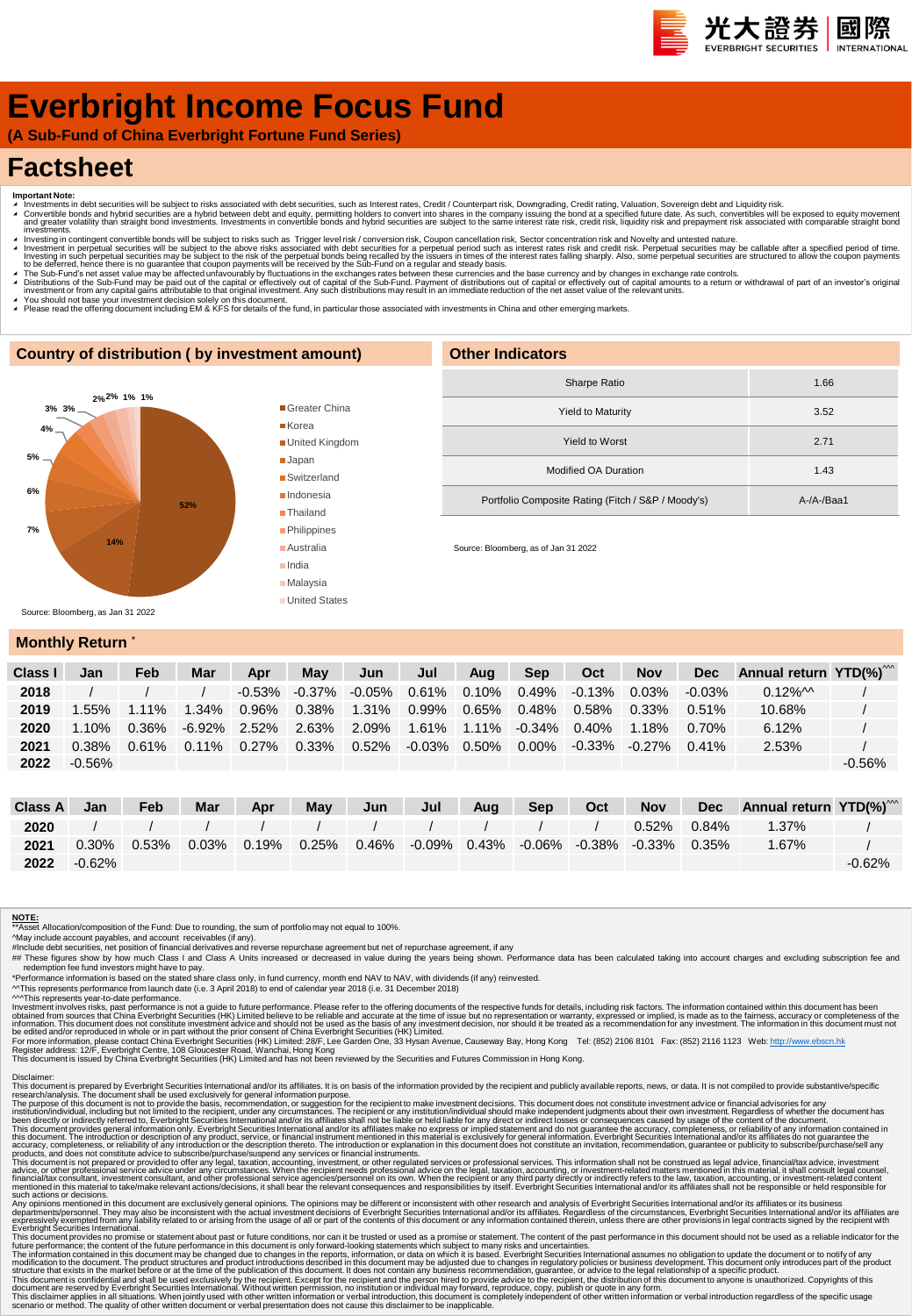光大證券 EVERBRIGHT SECURITIES | 國際 INTERNATIONAL

# Everbright Income Focus Fund

**(A Sub-Fund of China Everbright Fortune Fund Series)**

# Factsheet

**Important Note:**

- Investments in debt securities will be subject to risks associated with debt securities, such as Interest rates, Credit / Counterpart risk, Downgrading, Credit rating, Valuation, Sovereign debt and Liquidity risk.
- Convertible bonds and hybrid securities are a hybrid between debt and equity, permitting holders to convert into shares in the company issuing the bond at a specified future date. As such, convertibles will be exposed to equity movement and greater volatility than straight bond investments. Investments in convertible bonds and hybrid securities are subject to the same interest rate risk, credit risk, liquidity risk and prepayment risk associated with comparable straight bond investments.
- Investing in contingent convertible bonds will be subject to risks such as Trigger level risk / conversion risk, Coupon cancellation risk, Sector concentration risk and Novelty and untested nature.
- Investment in perpetual securities will be subject to the above risks associated with debt securities for a perpetual period such as interest rates risk and credit risk. Perpetual securities may be callable after a specified period of time. Investing in such perpetual securities may be subject to the risk of the perpetual bonds being recalled by the issuers in times of the interest rates falling sharply. Also, some perpetual securities are structured to allow the coupon payments to be deferred, hence there is no guarantee that coupon payments will be received by the Sub-Fund on a regular and steady basis.
- The Sub-Fund's net asset value may be affected unfavourably by fluctuations in the exchanges rates between these currencies and the base currency and by changes in exchange rate controls.
- Distributions of the Sub-Fund may be paid out of the capital or effectively out of capital of the Sub-Fund. Payment of distributions out of capital or effectively out of capital amounts to a return or withdrawal of part of an investor's original investment or from any capital gains attributable to that original investment. Any such distributions may result in an immediate reduction of the net asset value of the relevant units.
- You should not base your investment decision solely on this document.
- Please read the offering document including EM & KFS for details of the fund, in particular those associated with investments in China and other emerging markets.

## Country of distribution ( by investment amount)

| Country | % |
|---|---|
| Greater China | 52% |
| Korea | 14% |
| United Kingdom | 7% |
| Japan | 6% |
| Switzerland | 5% |
| Indonesia | 4% |
| Thailand | 3% |
| Philippines | 3% |
| Australia | 2% |
| India | 2% |
| Malaysia | 1% |
| United States | 1% |

Source: Bloomberg, as Jan 31 2022

## Other Indicators

| Indicator | Value |
|---|---|
| Sharpe Ratio | 1.66 |
| Yield to Maturity | 3.52 |
| Yield to Worst | 2.71 |
| Modified OA Duration | 1.43 |
| Portfolio Composite Rating (Fitch / S&P / Moody's) | A-/A-/Baa1 |

Source: Bloomberg, as of Jan 31 2022

## Monthly Return *

| Class I | Jan | Feb | Mar | Apr | May | Jun | Jul | Aug | Sep | Oct | Nov | Dec | Annual return | YTD(%)^^^ |
|---|---|---|---|---|---|---|---|---|---|---|---|---|---|---|
| 2018 | / | / | / | -0.53% | -0.37% | -0.05% | 0.61% | 0.10% | 0.49% | -0.13% | 0.03% | -0.03% | 0.12%^^ | / |
| 2019 | 1.55% | 1.11% | 1.34% | 0.96% | 0.38% | 1.31% | 0.99% | 0.65% | 0.48% | 0.58% | 0.33% | 0.51% | 10.68% | / |
| 2020 | 1.10% | 0.36% | -6.92% | 2.52% | 2.63% | 2.09% | 1.61% | 1.11% | -0.34% | 0.40% | 1.18% | 0.70% | 6.12% | / |
| 2021 | 0.38% | 0.61% | 0.11% | 0.27% | 0.33% | 0.52% | -0.03% | 0.50% | 0.00% | -0.33% | -0.27% | 0.41% | 2.53% | / |
| 2022 | -0.56% | | | | | | | | | | | | | -0.56% |

| Class A | Jan | Feb | Mar | Apr | May | Jun | Jul | Aug | Sep | Oct | Nov | Dec | Annual return | YTD(%)^^^ |
|---|---|---|---|---|---|---|---|---|---|---|---|---|---|---|
| 2020 | / | / | / | / | / | / | / | / | / | / | 0.52% | 0.84% | 1.37% | / |
| 2021 | 0.30% | 0.53% | 0.03% | 0.19% | 0.25% | 0.46% | -0.09% | 0.43% | -0.06% | -0.38% | -0.33% | 0.35% | 1.67% | / |
| 2022 | -0.62% | | | | | | | | | | | | | -0.62% |

**NOTE:**

**Asset Allocation/composition of the Fund: Due to rounding, the sum of portfolio may not equal to 100%.

^May include account payables, and account receivables (if any).

#Include debt securities, net position of financial derivatives and reverse repurchase agreement but net of repurchase agreement, if any

## These figures show by how much Class I and Class A Units increased or decreased in value during the years being shown. Performance data has been calculated taking into account charges and excluding subscription fee and redemption fee fund investors might have to pay.

*Performance information is based on the stated share class only, in fund currency, month end NAV to NAV, with dividends (if any) reinvested.

^^This represents performance from launch date (i.e. 3 April 2018) to end of calendar year 2018 (i.e. 31 December 2018)

^^^This represents year-to-date performance.

Investment involves risks, past performance is not a guide to future performance. Please refer to the offering documents of the respective funds for details, including risk factors. The information contained within this document has been obtained from sources that China Everbright Securities (HK) Limited believe to be reliable and accurate at the time of issue but no representation or warranty, expressed or implied, is made as to the fairness, accuracy or completeness of the information. This document does not constitute investment advice and should not be used as the basis of any investment decision, nor should it be treated as a recommendation for any investment. The information in this document must not be edited and/or reproduced in whole or in part without the prior consent of China Everbright Securities (HK) Limited.

For more information, please contact China Everbright Securities (HK) Limited: 28/F, Lee Garden One, 33 Hysan Avenue, Causeway Bay, Hong Kong Tel: (852) 2106 8101 Fax: (852) 2116 1123 Web: http://www.ebscn.hk

Register address: 12/F, Everbright Centre, 108 Gloucester Road, Wanchai, Hong Kong

This document is issued by China Everbright Securities (HK) Limited and has not been reviewed by the Securities and Futures Commission in Hong Kong.

Disclaimer:

This document is prepared by Everbright Securities International and/or its affiliates. It is on basis of the information provided by the recipient and publicly available reports, news, or data. It is not compiled to provide substantive/specific research/analysis. The document shall be used exclusively for general information purpose.

The purpose of this document is not to provide the basis, recommendation, or suggestion for the recipient to make investment decisions. This document does not constitute investment advice or financial advisories for any institution/individual, including but not limited to the recipient, under any circumstances. The recipient or any institution/individual should make independent judgments about their own investment. Regardless of whether the document has been directly or indirectly referred to, Everbright Securities International and/or its affiliates shall not be liable or held liable for any direct or indirect losses or consequences caused by usage of the content of the document.

This document provides general information only. Everbright Securities International and/or its affiliates make no express or implied statement and do not guarantee the accuracy, completeness, or reliability of any information contained in this document. The introduction or description of any product, service, or financial instrument mentioned in this material is exclusively for general information. Everbright Securities International and/or its affiliates do not guarantee the accuracy, completeness, or reliability of any introduction or the description thereto. The introduction or explanation in this document does not constitute an invitation, recommendation, guarantee or publicity to subscribe/purchase/sell any products, and does not constitute advice to subscribe/purchase/suspend any services or financial instruments.

This document is not prepared or provided to offer any legal, taxation, accounting, investment, or other regulated services or professional services. This information shall not be construed as legal advice, financial/tax advice, investment advice, or other professional service advice under any circumstances. When the recipient needs professional advice on the legal, taxation, accounting, or investment-related matters mentioned in this material, it shall consult legal counsel, financial/tax consultant, investment consultant, and other professional service agencies/personnel on its own. When the recipient or any third party directly or indirectly refers to the law, taxation, accounting, or investment-related content mentioned in this material to take/make relevant actions/decisions, it shall bear the relevant consequences and responsibilities by itself. Everbright Securities International and/or its affiliates shall not be responsible or held responsible for such actions or decisions.

Any opinions mentioned in this document are exclusively general opinions. The opinions may be different or inconsistent with other research and analysis of Everbright Securities International and/or its affiliates or its business departments/personnel. They may also be inconsistent with the actual investment decisions of Everbright Securities International and/or its affiliates. Regardless of the circumstances, Everbright Securities International and/or its affiliates are expressively exempted from any liability related to or arising from the usage of all or part of the contents of this document or any information contained therein, unless there are other provisions in legal contracts signed by the recipient with Everbright Securities International.

This document provides no promise or statement about past or future conditions, nor can it be trusted or used as a promise or statement. The content of the past performance in this document should not be used as a reliable indicator for the future performance; the content of the future performance in this document is only forward-looking statements which subject to many risks and uncertainties.

The information contained in this document may be changed due to changes in the reports, information, or data on which it is based. Everbright Securities International assumes no obligation to update the document or to notify of any modification to the document. The product structures and product introductions described in this document may be adjusted due to changes in regulatory policies or business development. This document only introduces part of the product structure that exists in the market before or at the time of the publication of this document. It does not contain any business recommendation, guarantee, or advice to the legal relationship of a specific product.

This document is confidential and shall be used exclusively by the recipient. Except for the recipient and the person hired to provide advice to the recipient, the distribution of this document to anyone is unauthorized. Copyrights of this document are reserved by Everbright Securities International. Without written permission, no institution or individual may forward, reproduce, copy, publish or quote in any form.

This disclaimer applies in all situations. When jointly used with other written information or verbal introduction, this document is completely independent of other written information or verbal introduction regardless of the specific usage scenario or method. The quality of other written document or verbal presentation does not cause this disclaimer to be inapplicable.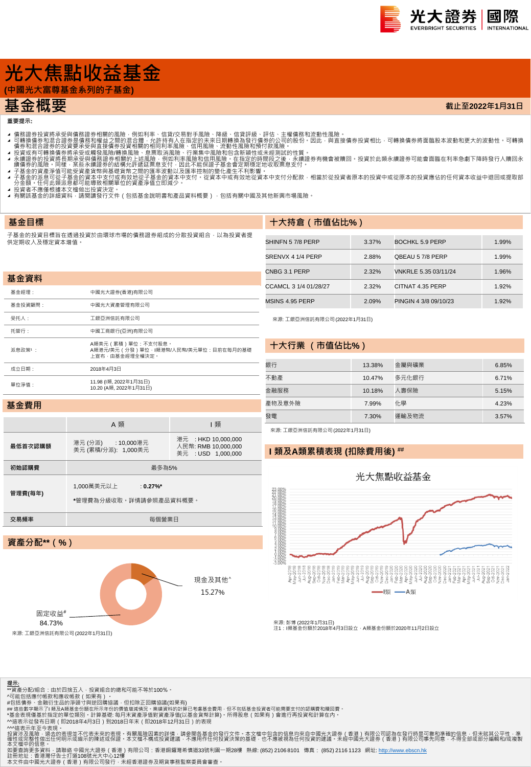# 光大焦點收益基金

**(中國光大富尊基金系列的子基金)**

# 基金概要

**截止至2022年1月31日**

**重要提示:**

- 債務證券投資將承受與債務證券相關的風險，例如利率、信貸/交易對手風險、降級、信貸評級、評估、主權債務和流動性風險。
- 可轉換債券和混合證券是債務和權益之間的混合體，允許持有人在指定的未來日期轉換為發行債券的公司的股份。因此，與直接債務投資相比，可轉換債券將面臨股本波動和更大的波動性。可轉換債券和混合證券的投資要承受與直接債券投資相關的相同利率風險、信用風險、流動性風險和預付款風險。
- 投資或有可轉換債券將承受或有風險/轉換風險、息票取消風險、行業集中風險和包含新穎性或未經測試的性質。
- 永續證券的投資將長期承受與債務證券相關的上述風險，例如利率風險和信用風險。在指定的時間段之後，永續證券有機會被贖回。投資於此類永續證券可能會面臨在利率急劇下降時發行人贖回永續債券的風險。同樣，某些永續證券的結構允許遞延票息支付，因此不能保證子基金會定期穩定地收取票息支付。
- 子基金的資產淨值可能受貨幣與基礎貨幣之間的匯率波動以及匯率控制的變化產生不利影響。
- 子基金的派息可從子基金的資本中支付或有效地從子基金的資本中支付。從資本中或有效地從資本中支付分配款，相當於從投資者原本的投資中或從原本的投資應佔的任何資本收益中退回或提取部分金額。任何此類派息都可能導致相關單位的資產淨值立即減少。
- 投資者不應僅根據本文檔做出投資決定。
- 有關該基金的詳細資料，請閱讀發行文件（包括基金說明書和產品資料概要），包括有關中國及其他新興市場風險。

## 基金目標

子基金的投資目標旨在透過投資於由環球市場的債務證券組成的分散投資組合，以為投資者提供定期收入及穩定資本增值。

## 基金資料

| | |
|---|---|
| 基金經理： | 中國光大證券(香港)有限公司 |
| 基金投資顧問： | 中國光大資產管理有限公司 |
| 受托人： | 工銀亞洲信託有限公司 |
| 托管行： | 中國工商銀行(亞洲)有限公司 |
| 派息政策¹： | A類美元（累積）單位：不支付股息。<br>A類港元/美元（分發）單位、I類港幣/人民幣/美元單位：目前在每月的基礎上宣布，由基金經理全權決定。 |
| 成立日期： | 2018年4月3日 |
| 單位淨值： | 11.98 (I類, 2022年1月31日)<br>10.20 (A類, 2022年1月31日) |

## 基金費用

| | A 類 | I 類 |
|---|---|---|
| **最低首次認購額** | 港元 (分派) : 10,000港元<br>美元 (累積/分派): 1,000美元 | 港元 : HKD 10,000,000<br>人民幣: RMB 10,000,000<br>美元 : USD 1,000,000 |
| **初始認購費** | 最多為5% | |
| **管理費(每年)** | 1,000萬美元以上 : **0.27%***<br>***管理費為分級收取，詳情請參照產品資料概要。** | |
| **交易頻率** | 每個營業日 | |

## 資產分配**（%）

現金及其他^ 15.27%

固定收益# 84.73%

來源: 工銀亞洲信託有限公司 (2022年1月31日)

## 十大持倉（市值佔比%）

| | | | |
|---|---|---|---|
| SHINFN 5 7/8 PERP | 3.37% | BOCHKL 5.9 PERP | 1.99% |
| SRENVX 4 1/4 PERP | 2.88% | QBEAU 5 7/8 PERP | 1.99% |
| CNBG 3.1 PERP | 2.32% | VNKRLE 5.35 03/11/24 | 1.96% |
| CCAMCL 3 1/4 01/28/27 | 2.32% | CITNAT 4.35 PERP | 1.92% |
| MSINS 4.95 PERP | 2.09% | PINGIN 4 3/8 09/10/23 | 1.92% |

來源: 工銀亞洲信託有限公司 (2022年1月31日)

## 十大行業（市值佔比%）

| | | | |
|---|---|---|---|
| 銀行 | 13.38% | 金屬與礦業 | 6.85% |
| 不動產 | 10.47% | 多元化銀行 | 6.71% |
| 金融服務 | 10.18% | 人壽保險 | 5.15% |
| 產物及意外險 | 7.99% | 化學 | 4.23% |
| 發電 | 7.30% | 運輸及物流 | 3.57% |

來源: 工銀亞洲信託有限公司 (2022年1月31日)

## I 類及A類累積表現 (扣除費用後) ##

光大焦點收益基金

來源: 彭博 (2022年1月31日)
注1：I類基金份額於2018年4月3日設立，A類基金份額於2020年11月2日設立

**提示:**

**資產分配/組合：由於四捨五入，投資組合的總和可能不等於100%。
^可能包括應付帳款和應收帳款（如果有）。
#包括債券、金融衍生品的淨頭寸與逆回購協議，但扣除正回購協議(如果有)
## 這些數字顯示了I類及A類基金份額在所示年份的價值增減情況。業績資料的計算已考慮基金費用，但不包括基金投資者可能需要支付的認購費和贖回費。
¹基金表現僅基於指定的單位類別，計算基礎: 每日末資產淨值對資產淨值(以基金貨幣計算)，所得股息（如果有）會進行再投資和計算在內。
^^這表示從發布日期（即2018年4月3日）到2018日年末（即2018年12月31日）的表現
^^^這表示年至今表現。
投資涉及風險，過去的表現並不代表未來的表現。有關風險因素的詳情，請參閱各基金的發行文件。本文檔中包含的信息均來自中國光大證券（香港）有限公司認為在發行時是可靠和準確的信息，但未就其公平性、準確性或完整性做出任何明示或暗示的陳述或保證。本文檔不構成投資建議，不應用作任何投資決策的基礎，也不應被視為任何投資的建議。未經中國光大證券（香港）有限公司事先同意，不得全部或部分編輯和/或複製本文檔中的信息。
如要查詢更多資料，請聯絡 中國光大證券（香港）有限公司：香港銅鑼灣希慎道33號利園一期28樓 熱線: (852) 2106 8101 傳真：(852) 2116 1123 網址: http://www.ebscn.hk
註冊地址：香港灣仔告士打道108號光大中心12樓
本文件由中國光大證券（香港）有限公司發行，未經香港證券及期貨事務監察委員會審查。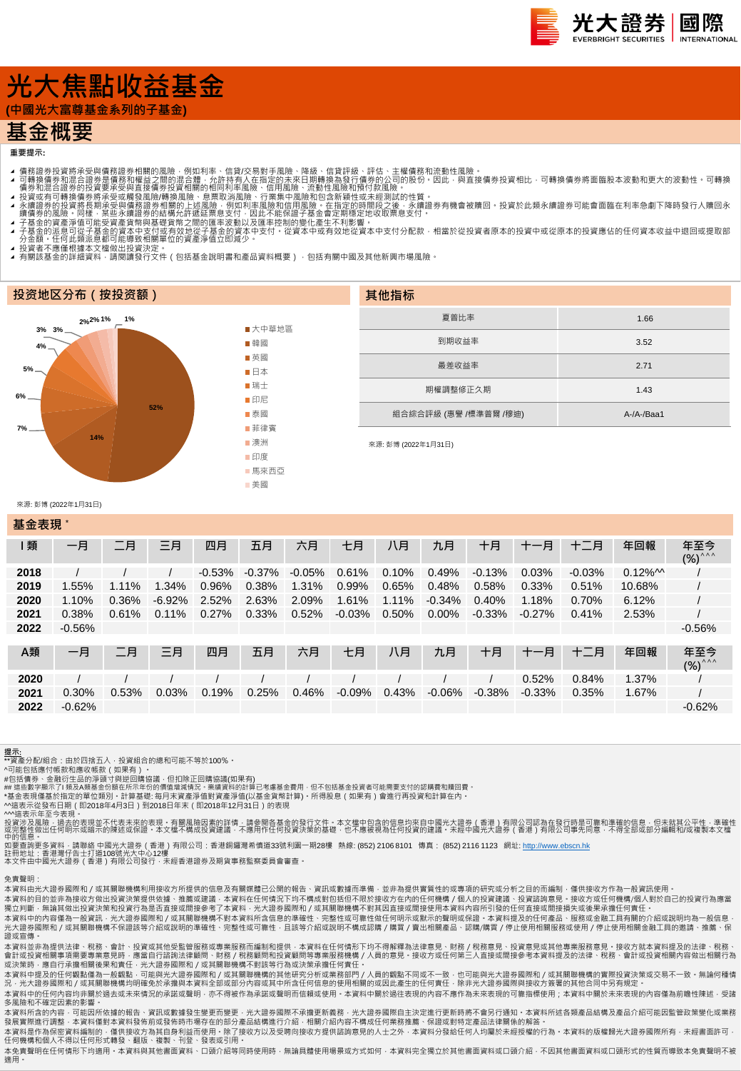# 光大焦點收益基金

**(中國光大富尊基金系列的子基金)**

## 基金概要

**重要提示:**

- 債務證券投資將承受與債務證券相關的風險，例如利率、信貸/交易對手風險、降級、信貸評級、評估、主權債務和流動性風險。
- 可轉換債券和混合證券是債務和權益之間的混合體，允許持有人在指定的未來日期轉換為發行債券的公司的股份。因此，與直接債券投資相比，可轉換債券將面臨股本波動和更大的波動性。可轉換債券和混合證券的投資要承受與直接債券投資相關的相同利率風險、信用風險、流動性風險和預付款風險。
- 投資或有可轉換債券將承受或觸發風險/轉換風險、息票取消風險、行業集中風險和包含新穎性或未經測試的性質。
- 永續證券的投資將長期承受與債務證券相關的上述風險，例如利率風險和信用風險。在指定的時間段之後，永續證券有機會被贖回。投資於此類永續證券可能會面臨在利率急劇下降時發行人贖回永續債券的風險。同樣，某些永續證券的結構允許遞延票息支付，因此不能保證子基金會定期穩定地收取票息支付。
- 子基金的資產淨值可能受資產貨幣與基礎貨幣之間的匯率波動以及匯率控制的變化產生不利影響。
- 子基金的派息可從子基金的資本中支付或有效地從子基金的資本中支付。從資本中或有效地從資本中支付分配款，相當於從投資者原本的投資中或從原本的投資應佔的任何資本收益中退回或提取部分金額。任何此類派息都可能導致相關單位的資產淨值立即減少。
- 投資者不應僅根據本文檔做出投資決定。
- 有關該基金的詳細資料，請閱讀發行文件（包括基金說明書和產品資料概要），包括有關中國及其他新興市場風險。

## 投資地區分布（按投資額）

52%
14%
7%
6%
5%
4%
3%
3%
2%
2%
1%
1%

大中華地區
韓國
英國
日本
瑞士
印尼
泰國
菲律賓
澳洲
印度
馬來西亞
美國

來源: 彭博 (2022年1月31日)

## 其他指标

| | |
|---|---|
| 夏普比率 | 1.66 |
| 到期收益率 | 3.52 |
| 最差收益率 | 2.71 |
| 期權調整修正久期 | 1.43 |
| 組合綜合評級 (惠譽 /標準普爾 /穆迪) | A-/A-/Baa1 |

來源: 彭博 (2022年1月31日)

## 基金表現 *

| I 類 | 一月 | 二月 | 三月 | 四月 | 五月 | 六月 | 七月 | 八月 | 九月 | 十月 | 十一月 | 十二月 | 年回報 | 年至今 (%)^^^ |
|---|---|---|---|---|---|---|---|---|---|---|---|---|---|---|
| 2018 | / | / | / | -0.53% | -0.37% | -0.05% | 0.61% | 0.10% | 0.49% | -0.13% | 0.03% | -0.03% | 0.12%^^ | / |
| 2019 | 1.55% | 1.11% | 1.34% | 0.96% | 0.38% | 1.31% | 0.99% | 0.65% | 0.48% | 0.58% | 0.33% | 0.51% | 10.68% | / |
| 2020 | 1.10% | 0.36% | -6.92% | 2.52% | 2.63% | 2.09% | 1.61% | 1.11% | -0.34% | 0.40% | 1.18% | 0.70% | 6.12% | / |
| 2021 | 0.38% | 0.61% | 0.11% | 0.27% | 0.33% | 0.52% | -0.03% | 0.50% | 0.00% | -0.33% | -0.27% | 0.41% | 2.53% | / |
| 2022 | -0.56% | | | | | | | | | | | | | -0.56% |

| A類 | 一月 | 二月 | 三月 | 四月 | 五月 | 六月 | 七月 | 八月 | 九月 | 十月 | 十一月 | 十二月 | 年回報 | 年至今 (%)^^^ |
|---|---|---|---|---|---|---|---|---|---|---|---|---|---|---|
| 2020 | / | / | / | / | / | / | / | / | / | / | 0.52% | 0.84% | 1.37% | / |
| 2021 | 0.30% | 0.53% | 0.03% | 0.19% | 0.25% | 0.46% | -0.09% | 0.43% | -0.06% | -0.38% | -0.33% | 0.35% | 1.67% | / |
| 2022 | -0.62% | | | | | | | | | | | | | -0.62% |

**提示:**

**資產分配/組合：由於四捨五入，投資組合的總和可能不等於100%。
^可能包括應付帳款和應收帳款（如果有）。
#包括債券、金融衍生品的淨頭寸與逆回購協議，但扣除正回購協議(如果有)
## 這些數字顯示了I 類及A類基金份額在所示年份的價值增減情況。業績資料的計算已考慮基金費用，但不包括基金投資者可能需要支付的認購費和贖回費。
*基金表現僅基於指定的單位類別，計算基礎: 每月末資產淨值對資產淨值(以基金貨幣計算)，所得股息（如果有）會進行再投資和計算在內。
^^這表示從發布日期（即2018年4月3日）到2018日年末（即2018年12月31日）的表現
^^^這表示年至今表現。

投資涉及風險，過去的表現並不代表未來的表現。有關風險因素的詳情，請參閱各基金的發行文件。本文檔中包含的信息均來自中國光大證券（香港）有限公司認為在發行時是可靠和準確的信息，但未就其公平性、準確性或完整性做出任何明示或暗示的陳述或保證。本文檔不構成投資建議，不應用作任何投資決策的基礎，也不應被視為任何投資的建議。未經中國光大證券（香港）有限公司事先同意，不得全部或部分編輯和/或複製本文檔中的信息。

如要查詢更多資料，請聯絡 中國光大證券（香港）有限公司：香港銅鑼灣希慎道33號利園一期28樓　熱線: (852) 2106 8101　傳真： (852) 2116 1123　網址: http://www.ebscn.hk
註冊地址：香港灣仔告士打道108號光大中心12樓
本文件由中國光大證券（香港）有限公司發行，未經香港證券及期貨事務監察委員會審查。

免責聲明：

本資料由光大證券國際和 / 或其關聯機構利用接收方所提供的信息及有關媒體已公開的報告、資訊或數據而準備，並非為提供實質性的或專項的研究或分析之目的而編制，僅供接收方作為一般資訊使用。

本資料的目的並非為接收方做出投資決策提供依據，推薦或建議。本資料在任何情況下均不構成對包括但不限於接收方在內的任何機構 / 個人的投資建議、投資諮詢意見。接收方或任何機構/個人對於自己的投資行為應當獨立判斷；無論其做出投資決策和投資行為是否直接或間接參考了本資料，光大證券國際和 / 或其關聯機構不對其因直接或間接使用本資料內容所引發的任何直接或間接損失或後果承擔任何責任。

本資料中的內容僅為一般資訊，光大證券國際和 / 或其關聯機構不對本資料所含信息的準確性、完整性或可靠性做任何明示或默示的聲明或保證。本資料提及的任何產品、服務或金融工具有關的介紹或說明均為一般信息，光大證券國際和 / 或其關聯機構不保證該等介紹或說明的準確性、完整性或可靠性，且該等介紹或說明不構成認購 / 購買 / 賣出相關產品、認購/購買 / 停止使用相關服務或使用 / 停止使用相關金融工具的邀請、推薦、保證或宣傳。

本資料並非為提供法律、稅務、會計、投資或其他受監管服務或專業服務而編制和提供，本資料在任何情形下均不得解釋為法律意見、財務 / 稅務意見、投資意見或其他專業服務意見。接收方就本資料提及的法律、稅務、會計或投資相關事項需要專業意見時，應當自行諮詢法律顧問、財務 / 稅務顧問和投資顧問等專業服務機構 / 人員的意見。接收方或任何第三人直接或間接參考本資料提及的法律、稅務、會計或投資相關內容做出相關行為或決策時，應自行承擔相關後果和責任，光大證券國際和 / 或其關聯機構不對該等行為或決策承擔任何責任。

本資料中提及的任何觀點僅為一般觀點，可能與光大證券國際和 / 或其關聯機構的其他研究分析或業務部門 / 人員的觀點不同或不一致，也可能與光大證券國際和 / 或其關聯機構的實際投資決策或交易不一致。無論何種情況，光大證券國際和 / 或其關聯機構均明確免於承擔與本資料全部或部分內容或其中所含任何信息的使用相關的或因此產生的任何責任，除非光大證券國際與接收方簽署的其他合同中另有規定。

本資料中的任何內容均非關於過去或未來情況的承諾或聲明，亦不得被作為承諾或聲明而信賴或使用。本資料中關於過往表現的內容不應作為未來表現的可靠指標使用；本資料中關於未來表現的內容僅為前瞻性陳述，受諸多風險和不確定因素的影響。

本資料所含的內容，可能因所依據的報告、資訊或數據發生變更而變更，光大證券國際不承擔更新義務。光大證券國際自主決定進行更新時將不會另行通知。本資料所述各類產品結構及產品介紹可能因監管政策變化或業務發展實際進行調整。本資料僅對本資料發佈前或發佈時市場存在的部分產品結構進行介紹，相關介紹內容不構成任何業務推薦、保證或對特定產品法律關係的解答。

本資料是作為保密資料編制的，僅供接收方為其自身利益而使用。除了接收方以及受聘向接收方提供諮詢意見的人士之外，本資料分發給任何人均屬於未經授權的行為。本資料的版權歸光大證券國際所有，未經書面許可，任何機構和個人不得以任何形式轉發、翻版、複製、刊登、發表或引用。

本免責聲明在任何情形下均適用。本資料與其他書面資料、口頭介紹等同時使用時，無論具體使用場景或方式如何，本資料完全獨立於其他書面資料或口頭介紹，不因其他書面資料或口頭形式的性質而導致本免責聲明不被適用。